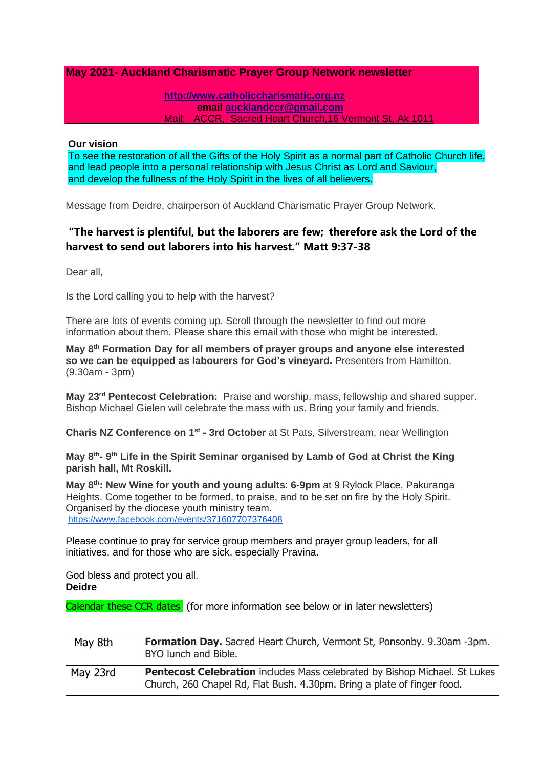**May 2021- Auckland Charismatic Prayer Group Network newsletter**

**http://www.catholiccharismatic.org.nz**
**email aucklandccr@gmail.com**
Mail: ACCR, Sacred Heart Church,16 Vermont St, Ak 1011

**Our vision**
To see the restoration of all the Gifts of the Holy Spirit as a normal part of Catholic Church life, and lead people into a personal relationship with Jesus Christ as Lord and Saviour, and develop the fullness of the Holy Spirit in the lives of all believers.

Message from Deidre, chairperson of Auckland Charismatic Prayer Group Network.

### "The harvest is plentiful, but the laborers are few; therefore ask the Lord of the harvest to send out laborers into his harvest." Matt 9:37-38

Dear all,

Is the Lord calling you to help with the harvest?

There are lots of events coming up. Scroll through the newsletter to find out more information about them. Please share this email with those who might be interested.

**May 8th Formation Day for all members of prayer groups and anyone else interested so we can be equipped as labourers for God's vineyard.** Presenters from Hamilton. (9.30am - 3pm)

**May 23rd Pentecost Celebration:** Praise and worship, mass, fellowship and shared supper. Bishop Michael Gielen will celebrate the mass with us. Bring your family and friends.

**Charis NZ Conference on 1st - 3rd October** at St Pats, Silverstream, near Wellington

**May 8th- 9th Life in the Spirit Seminar organised by Lamb of God at Christ the King parish hall, Mt Roskill.**

**May 8th: New Wine for youth and young adults**: **6-9pm** at 9 Rylock Place, Pakuranga Heights. Come together to be formed, to praise, and to be set on fire by the Holy Spirit. Organised by the diocese youth ministry team.
https://www.facebook.com/events/371607707376408

Please continue to pray for service group members and prayer group leaders, for all initiatives, and for those who are sick, especially Pravina.

God bless and protect you all.
**Deidre**

Calendar these CCR dates (for more information see below or in later newsletters)

| | |
|---|---|
| May 8th | **Formation Day.** Sacred Heart Church, Vermont St, Ponsonby. 9.30am -3pm. BYO lunch and Bible. |
| May 23rd | **Pentecost Celebration** includes Mass celebrated by Bishop Michael. St Lukes Church, 260 Chapel Rd, Flat Bush. 4.30pm. Bring a plate of finger food. |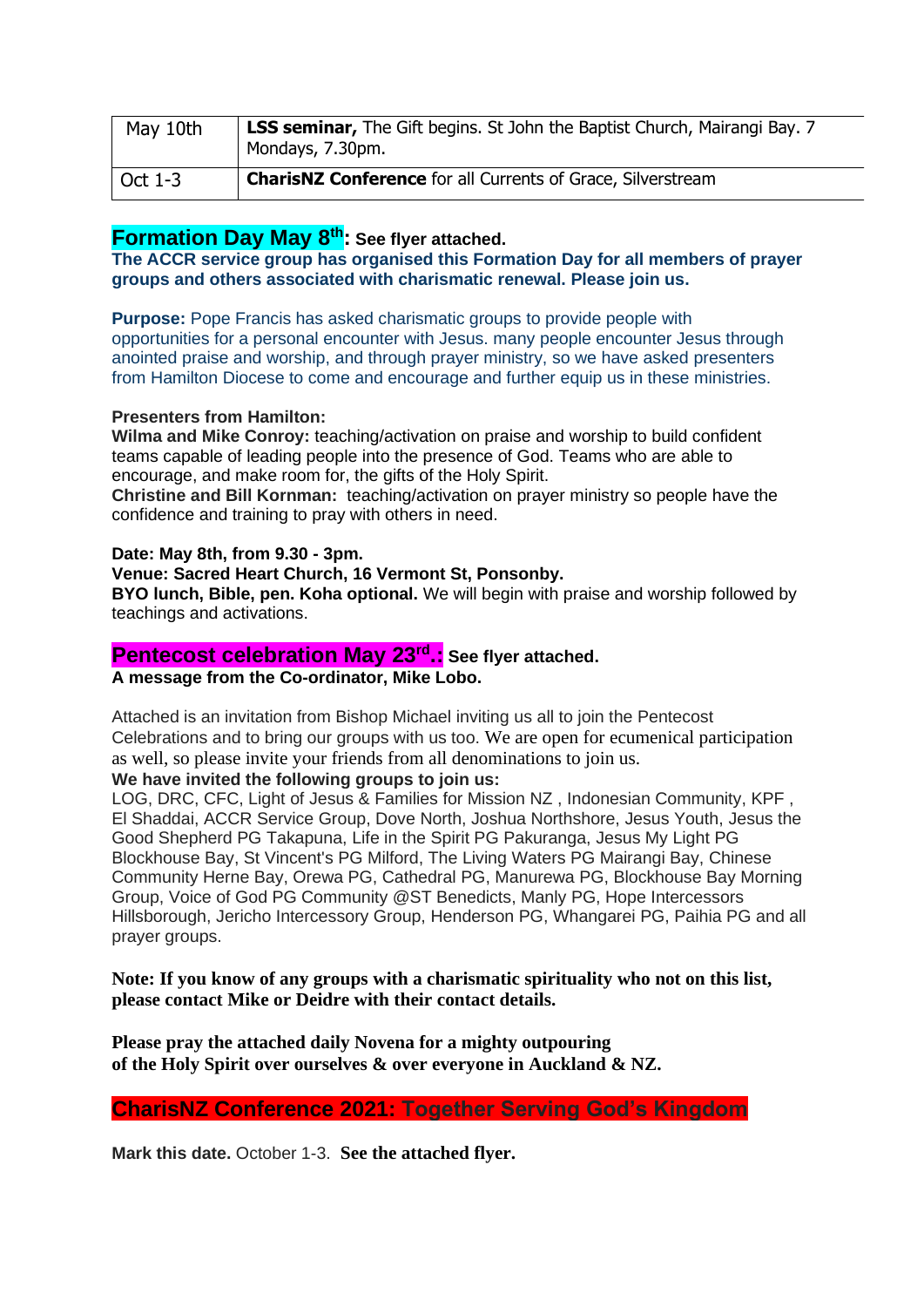| May 10th | **LSS seminar,** The Gift begins. St John the Baptist Church, Mairangi Bay. 7 Mondays, 7.30pm. |
| --- | --- |
| Oct 1-3 | **CharisNZ Conference** for all Currents of Grace, Silverstream |

## Formation Day May 8th: See flyer attached.

**The ACCR service group has organised this Formation Day for all members of prayer groups and others associated with charismatic renewal. Please join us.**

**Purpose:** Pope Francis has asked charismatic groups to provide people with opportunities for a personal encounter with Jesus. many people encounter Jesus through anointed praise and worship, and through prayer ministry, so we have asked presenters from Hamilton Diocese to come and encourage and further equip us in these ministries.

**Presenters from Hamilton:**

**Wilma and Mike Conroy:** teaching/activation on praise and worship to build confident teams capable of leading people into the presence of God. Teams who are able to encourage, and make room for, the gifts of the Holy Spirit.

**Christine and Bill Kornman:** teaching/activation on prayer ministry so people have the confidence and training to pray with others in need.

**Date: May 8th, from 9.30 - 3pm.**

**Venue: Sacred Heart Church, 16 Vermont St, Ponsonby.**

**BYO lunch, Bible, pen. Koha optional.** We will begin with praise and worship followed by teachings and activations.

## Pentecost celebration May 23rd.: See flyer attached.

**A message from the Co-ordinator, Mike Lobo.**

Attached is an invitation from Bishop Michael inviting us all to join the Pentecost Celebrations and to bring our groups with us too. We are open for ecumenical participation as well, so please invite your friends from all denominations to join us.

**We have invited the following groups to join us:**

LOG, DRC, CFC, Light of Jesus & Families for Mission NZ , Indonesian Community, KPF , El Shaddai, ACCR Service Group, Dove North, Joshua Northshore, Jesus Youth, Jesus the Good Shepherd PG Takapuna, Life in the Spirit PG Pakuranga, Jesus My Light PG Blockhouse Bay, St Vincent's PG Milford, The Living Waters PG Mairangi Bay, Chinese Community Herne Bay, Orewa PG, Cathedral PG, Manurewa PG, Blockhouse Bay Morning Group, Voice of God PG Community @ST Benedicts, Manly PG, Hope Intercessors Hillsborough, Jericho Intercessory Group, Henderson PG, Whangarei PG, Paihia PG and all prayer groups.

**Note: If you know of any groups with a charismatic spirituality who not on this list, please contact Mike or Deidre with their contact details.**

**Please pray the attached daily Novena for a mighty outpouring of the Holy Spirit over ourselves & over everyone in Auckland & NZ.**

## CharisNZ Conference 2021: Together Serving God's Kingdom

**Mark this date.** October 1-3. **See the attached flyer.**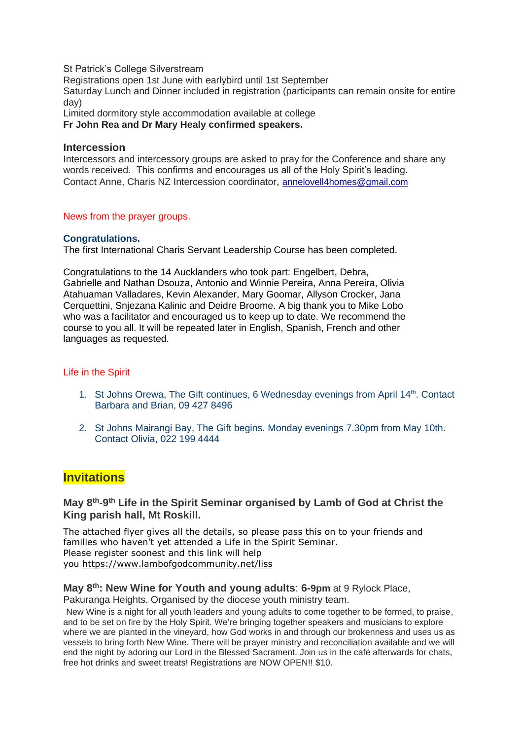St Patrick's College Silverstream
Registrations open 1st June with earlybird until 1st September
Saturday Lunch and Dinner included in registration (participants can remain onsite for entire day)
Limited dormitory style accommodation available at college
**Fr John Rea and Dr Mary Healy confirmed speakers.**

### Intercession

Intercessors and intercessory groups are asked to pray for the Conference and share any words received. This confirms and encourages us all of the Holy Spirit's leading.
Contact Anne, Charis NZ Intercession coordinator, annelovell4homes@gmail.com

News from the prayer groups.

**Congratulations.**

The first International Charis Servant Leadership Course has been completed.

Congratulations to the 14 Aucklanders who took part: Engelbert, Debra, Gabrielle and Nathan Dsouza, Antonio and Winnie Pereira, Anna Pereira, Olivia Atahuaman Valladares, Kevin Alexander, Mary Goomar, Allyson Crocker, Jana Cerquettini, Snjezana Kalinic and Deidre Broome. A big thank you to Mike Lobo who was a facilitator and encouraged us to keep up to date. We recommend the course to you all. It will be repeated later in English, Spanish, French and other languages as requested.

Life in the Spirit

1. St Johns Orewa, The Gift continues, 6 Wednesday evenings from April 14th. Contact Barbara and Brian, 09 427 8496
2. St Johns Mairangi Bay, The Gift begins. Monday evenings 7.30pm from May 10th. Contact Olivia, 022 199 4444

## Invitations

### May 8th-9th Life in the Spirit Seminar organised by Lamb of God at Christ the King parish hall, Mt Roskill.

The attached flyer gives all the details, so please pass this on to your friends and families who haven't yet attended a Life in the Spirit Seminar.
Please register soonest and this link will help you https://www.lambofgodcommunity.net/liss

**May 8th: New Wine for Youth and young adults**: **6-9pm** at 9 Rylock Place, Pakuranga Heights. Organised by the diocese youth ministry team.

New Wine is a night for all youth leaders and young adults to come together to be formed, to praise, and to be set on fire by the Holy Spirit. We're bringing together speakers and musicians to explore where we are planted in the vineyard, how God works in and through our brokenness and uses us as vessels to bring forth New Wine. There will be prayer ministry and reconciliation available and we will end the night by adoring our Lord in the Blessed Sacrament. Join us in the café afterwards for chats, free hot drinks and sweet treats! Registrations are NOW OPEN!! $10.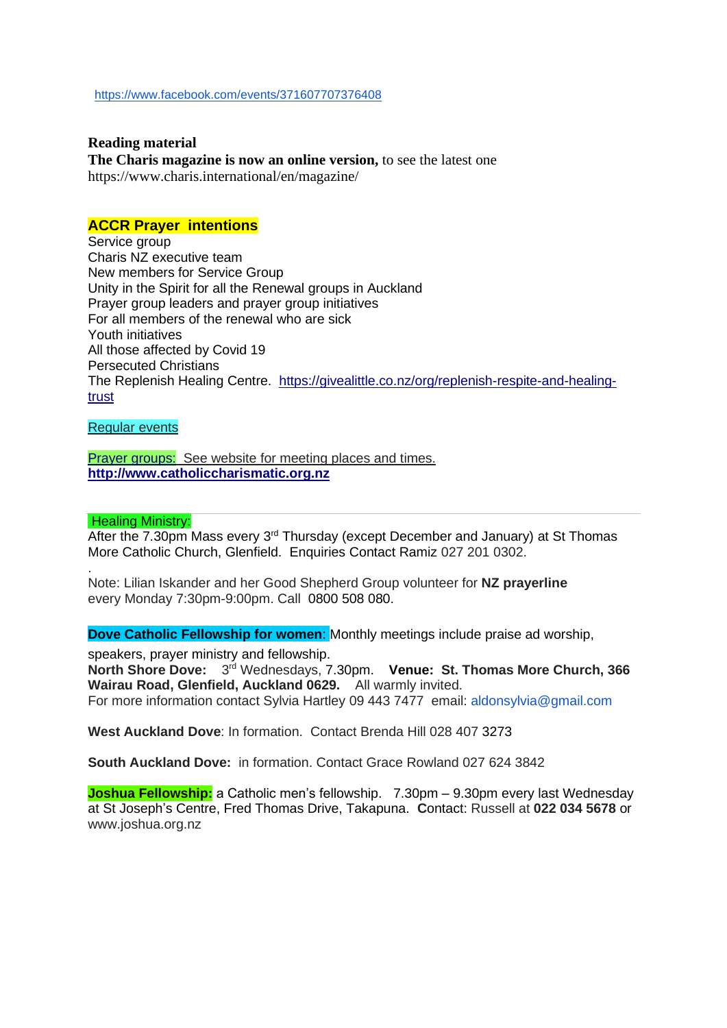https://www.facebook.com/events/371607707376408

**Reading material**

**The Charis magazine is now an online version,** to see the latest one https://www.charis.international/en/magazine/

**ACCR Prayer intentions**

Service group
Charis NZ executive team
New members for Service Group
Unity in the Spirit for all the Renewal groups in Auckland
Prayer group leaders and prayer group initiatives
For all members of the renewal who are sick
Youth initiatives
All those affected by Covid 19
Persecuted Christians
The Replenish Healing Centre. https://givealittle.co.nz/org/replenish-respite-and-healing-trust

Regular events

Prayer groups: See website for meeting places and times.
**http://www.catholiccharismatic.org.nz**

---

Healing Ministry:
After the 7.30pm Mass every 3rd Thursday (except December and January) at St Thomas More Catholic Church, Glenfield. Enquiries Contact Ramiz 027 201 0302.

.

Note: Lilian Iskander and her Good Shepherd Group volunteer for **NZ prayerline** every Monday 7:30pm-9:00pm. Call 0800 508 080.

**Dove Catholic Fellowship for women**: Monthly meetings include praise ad worship, speakers, prayer ministry and fellowship.
**North Shore Dove:** 3rd Wednesdays, 7.30pm. **Venue: St. Thomas More Church, 366 Wairau Road, Glenfield, Auckland 0629.** All warmly invited.
For more information contact Sylvia Hartley 09 443 7477 email: aldonsylvia@gmail.com

**West Auckland Dove**: In formation. Contact Brenda Hill 028 407 3273

**South Auckland Dove:** in formation. Contact Grace Rowland 027 624 3842

**Joshua Fellowship:** a Catholic men's fellowship. 7.30pm – 9.30pm every last Wednesday at St Joseph's Centre, Fred Thomas Drive, Takapuna. **C**ontact: Russell at **022 034 5678** or www.joshua.org.nz